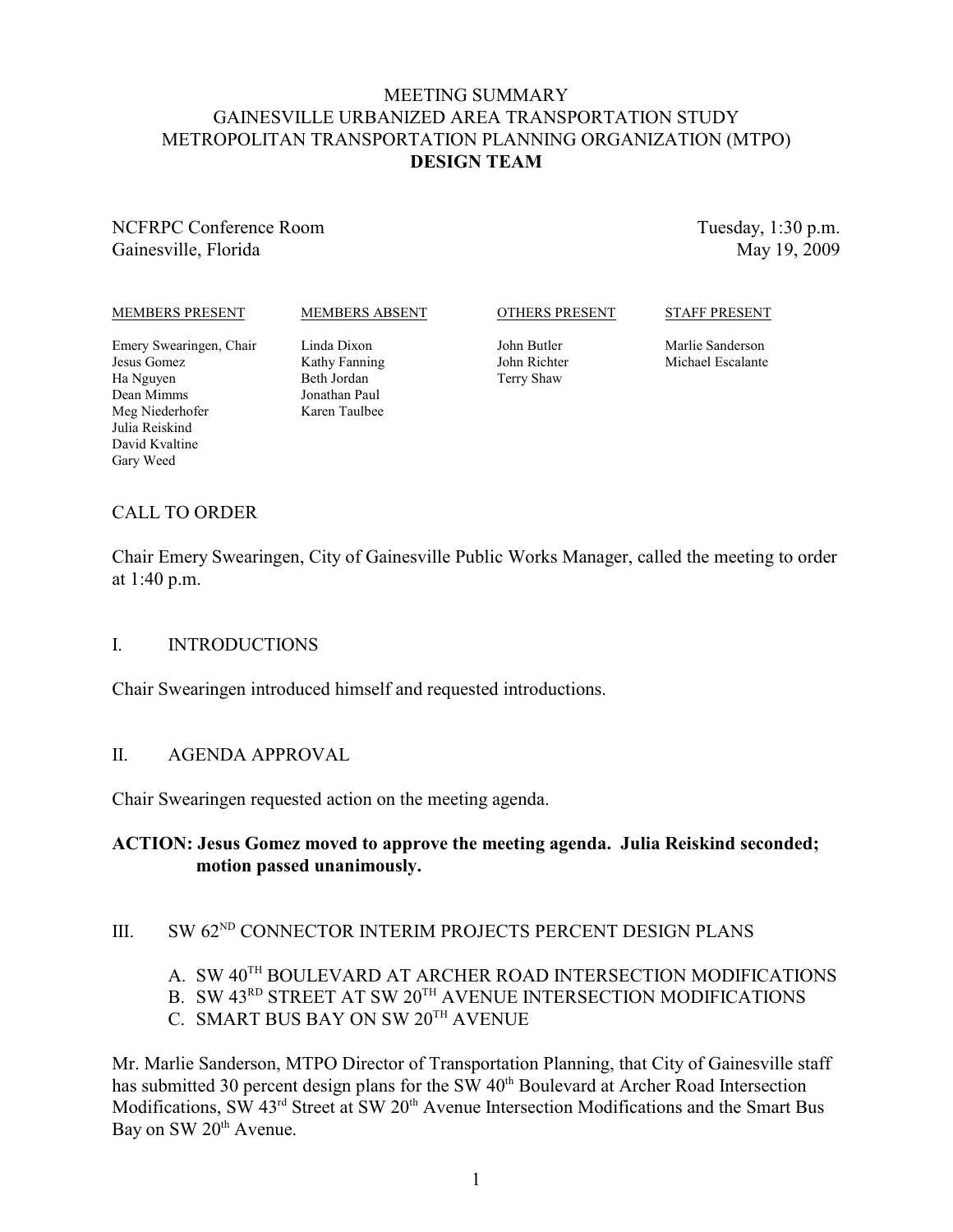# MEETING SUMMARY
# GAINESVILLE URBANIZED AREA TRANSPORTATION STUDY
# METROPOLITAN TRANSPORTATION PLANNING ORGANIZATION (MTPO)
# DESIGN TEAM

NCFRPC Conference Room
Gainesville, Florida

Tuesday, 1:30 p.m.
May 19, 2009

| MEMBERS PRESENT | MEMBERS ABSENT | OTHERS PRESENT | STAFF PRESENT |
|---|---|---|---|
| Emery Swearingen, Chair | Linda Dixon | John Butler | Marlie Sanderson |
| Jesus Gomez | Kathy Fanning | John Richter | Michael Escalante |
| Ha Nguyen | Beth Jordan | Terry Shaw | |
| Dean Mimms | Jonathan Paul | | |
| Meg Niederhofer | Karen Taulbee | | |
| Julia Reiskind | | | |
| David Kvaltine | | | |
| Gary Weed | | | |

## CALL TO ORDER

Chair Emery Swearingen, City of Gainesville Public Works Manager, called the meeting to order at 1:40 p.m.

## I. INTRODUCTIONS

Chair Swearingen introduced himself and requested introductions.

## II. AGENDA APPROVAL

Chair Swearingen requested action on the meeting agenda.

**ACTION: Jesus Gomez moved to approve the meeting agenda. Julia Reiskind seconded; motion passed unanimously.**

## III. SW 62ND CONNECTOR INTERIM PROJECTS PERCENT DESIGN PLANS

A. SW 40TH BOULEVARD AT ARCHER ROAD INTERSECTION MODIFICATIONS
B. SW 43RD STREET AT SW 20TH AVENUE INTERSECTION MODIFICATIONS
C. SMART BUS BAY ON SW 20TH AVENUE

Mr. Marlie Sanderson, MTPO Director of Transportation Planning, that City of Gainesville staff has submitted 30 percent design plans for the SW 40th Boulevard at Archer Road Intersection Modifications, SW 43rd Street at SW 20th Avenue Intersection Modifications and the Smart Bus Bay on SW 20th Avenue.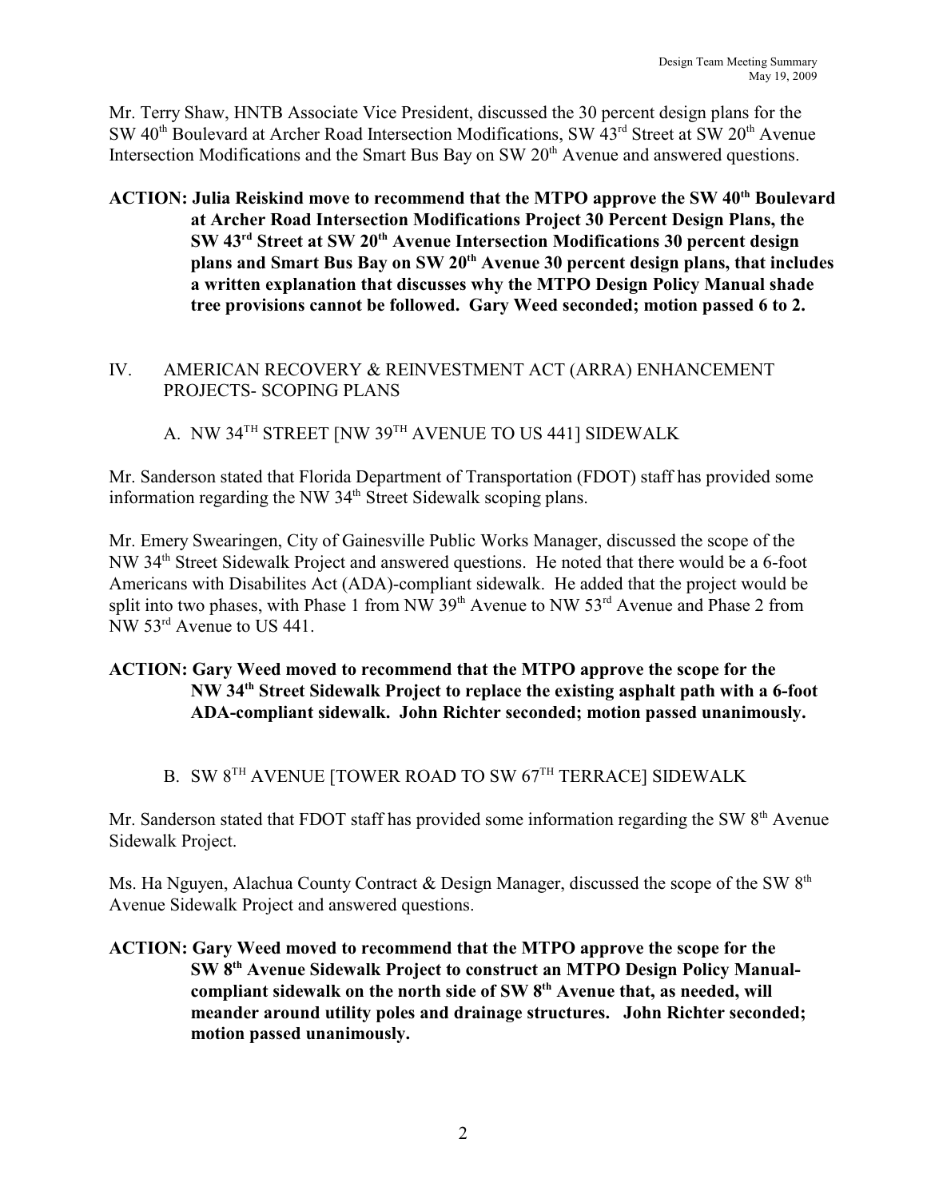Mr. Terry Shaw, HNTB Associate Vice President, discussed the 30 percent design plans for the SW 40th Boulevard at Archer Road Intersection Modifications, SW 43rd Street at SW 20th Avenue Intersection Modifications and the Smart Bus Bay on SW 20th Avenue and answered questions.

**ACTION: Julia Reiskind move to recommend that the MTPO approve the SW 40th Boulevard at Archer Road Intersection Modifications Project 30 Percent Design Plans, the SW 43rd Street at SW 20th Avenue Intersection Modifications 30 percent design plans and Smart Bus Bay on SW 20th Avenue 30 percent design plans, that includes a written explanation that discusses why the MTPO Design Policy Manual shade tree provisions cannot be followed. Gary Weed seconded; motion passed 6 to 2.**

## IV. AMERICAN RECOVERY & REINVESTMENT ACT (ARRA) ENHANCEMENT PROJECTS- SCOPING PLANS

### A. NW 34TH STREET [NW 39TH AVENUE TO US 441] SIDEWALK

Mr. Sanderson stated that Florida Department of Transportation (FDOT) staff has provided some information regarding the NW 34th Street Sidewalk scoping plans.

Mr. Emery Swearingen, City of Gainesville Public Works Manager, discussed the scope of the NW 34th Street Sidewalk Project and answered questions. He noted that there would be a 6-foot Americans with Disabilites Act (ADA)-compliant sidewalk. He added that the project would be split into two phases, with Phase 1 from NW 39th Avenue to NW 53rd Avenue and Phase 2 from NW 53rd Avenue to US 441.

**ACTION: Gary Weed moved to recommend that the MTPO approve the scope for the NW 34th Street Sidewalk Project to replace the existing asphalt path with a 6-foot ADA-compliant sidewalk. John Richter seconded; motion passed unanimously.**

### B. SW 8TH AVENUE [TOWER ROAD TO SW 67TH TERRACE] SIDEWALK

Mr. Sanderson stated that FDOT staff has provided some information regarding the SW 8th Avenue Sidewalk Project.

Ms. Ha Nguyen, Alachua County Contract & Design Manager, discussed the scope of the SW 8th Avenue Sidewalk Project and answered questions.

**ACTION: Gary Weed moved to recommend that the MTPO approve the scope for the SW 8th Avenue Sidewalk Project to construct an MTPO Design Policy Manual-compliant sidewalk on the north side of SW 8th Avenue that, as needed, will meander around utility poles and drainage structures. John Richter seconded; motion passed unanimously.**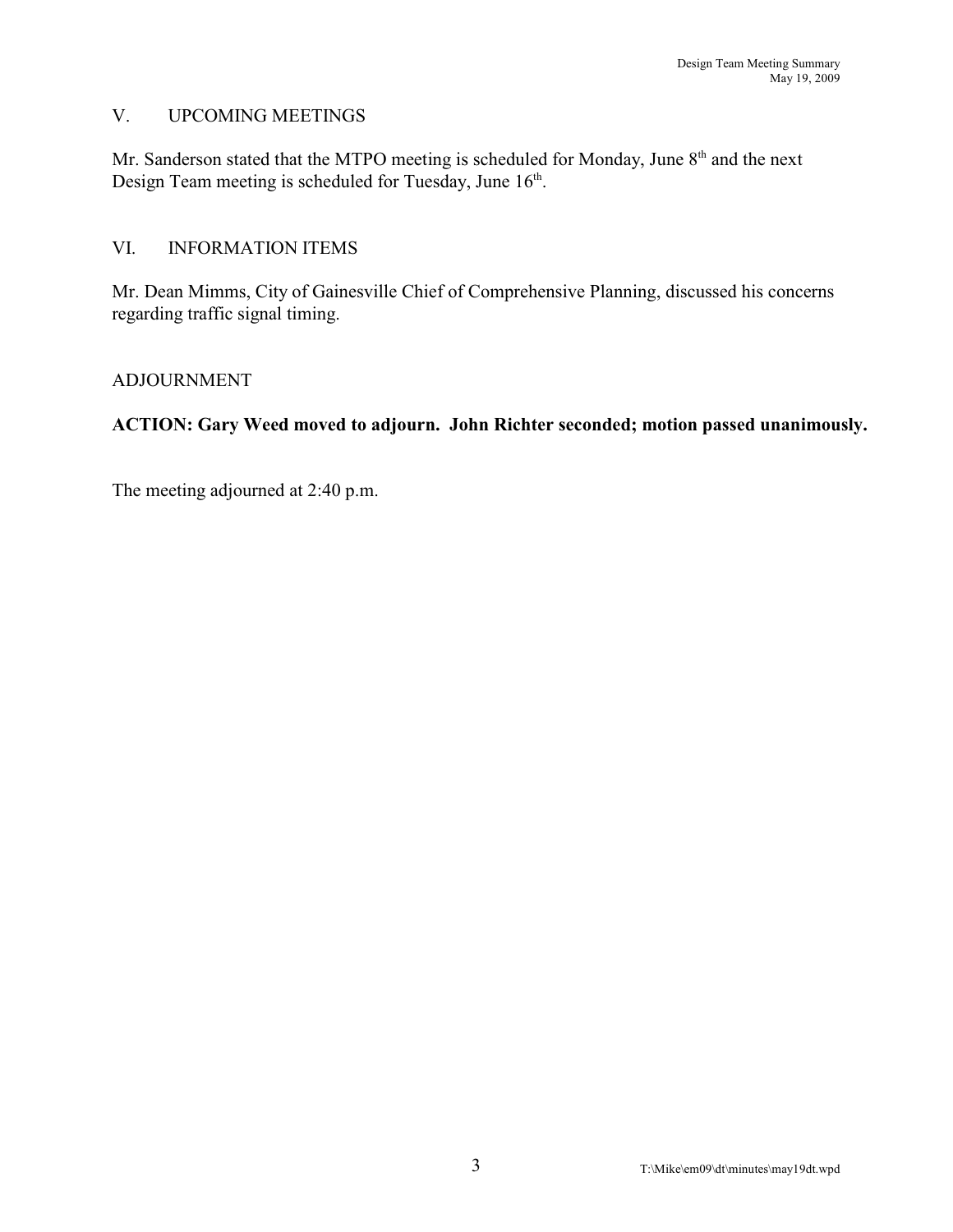## V. UPCOMING MEETINGS

Mr. Sanderson stated that the MTPO meeting is scheduled for Monday, June 8th and the next Design Team meeting is scheduled for Tuesday, June 16th.

## VI. INFORMATION ITEMS

Mr. Dean Mimms, City of Gainesville Chief of Comprehensive Planning, discussed his concerns regarding traffic signal timing.

## ADJOURNMENT

**ACTION: Gary Weed moved to adjourn. John Richter seconded; motion passed unanimously.**

The meeting adjourned at 2:40 p.m.

T:\Mike\em09\dt\minutes\may19dt.wpd